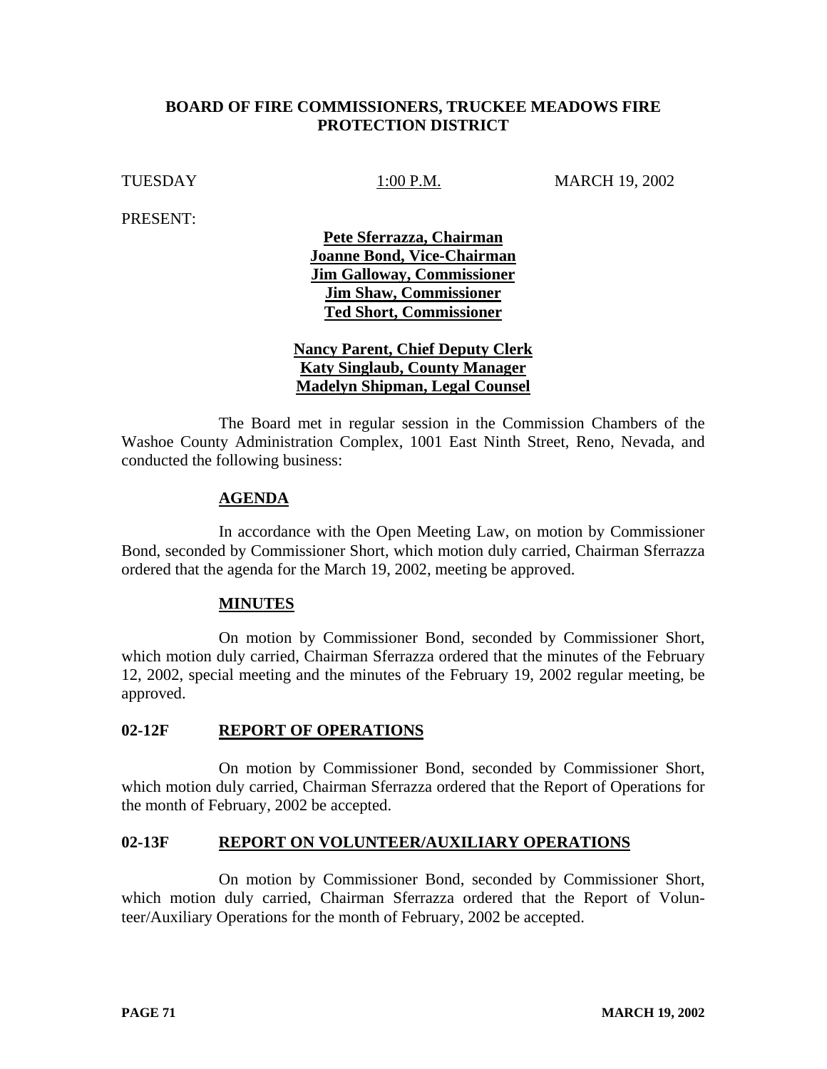# BOARD OF FIRE COMMISSIONERS, TRUCKEE MEADOWS FIRE PROTECTION DISTRICT

TUESDAY 1:00 P.M. MARCH 19, 2002

PRESENT:

**Pete Sferrazza, Chairman**
**Joanne Bond, Vice-Chairman**
**Jim Galloway, Commissioner**
**Jim Shaw, Commissioner**
**Ted Short, Commissioner**

**Nancy Parent, Chief Deputy Clerk**
**Katy Singlaub, County Manager**
**Madelyn Shipman, Legal Counsel**

The Board met in regular session in the Commission Chambers of the Washoe County Administration Complex, 1001 East Ninth Street, Reno, Nevada, and conducted the following business:

## AGENDA

In accordance with the Open Meeting Law, on motion by Commissioner Bond, seconded by Commissioner Short, which motion duly carried, Chairman Sferrazza ordered that the agenda for the March 19, 2002, meeting be approved.

## MINUTES

On motion by Commissioner Bond, seconded by Commissioner Short, which motion duly carried, Chairman Sferrazza ordered that the minutes of the February 12, 2002, special meeting and the minutes of the February 19, 2002 regular meeting, be approved.

## 02-12F REPORT OF OPERATIONS

On motion by Commissioner Bond, seconded by Commissioner Short, which motion duly carried, Chairman Sferrazza ordered that the Report of Operations for the month of February, 2002 be accepted.

## 02-13F REPORT ON VOLUNTEER/AUXILIARY OPERATIONS

On motion by Commissioner Bond, seconded by Commissioner Short, which motion duly carried, Chairman Sferrazza ordered that the Report of Volunteer/Auxiliary Operations for the month of February, 2002 be accepted.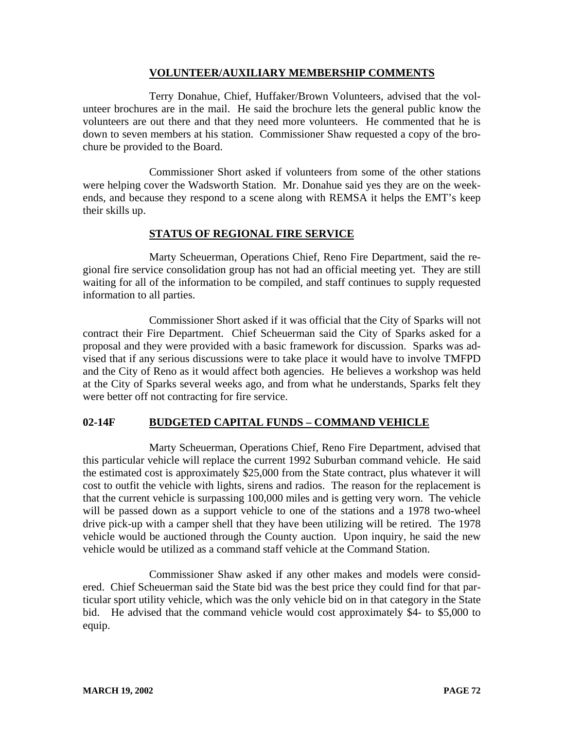## VOLUNTEER/AUXILIARY MEMBERSHIP COMMENTS

Terry Donahue, Chief, Huffaker/Brown Volunteers, advised that the volunteer brochures are in the mail. He said the brochure lets the general public know the volunteers are out there and that they need more volunteers. He commented that he is down to seven members at his station. Commissioner Shaw requested a copy of the brochure be provided to the Board.

Commissioner Short asked if volunteers from some of the other stations were helping cover the Wadsworth Station. Mr. Donahue said yes they are on the weekends, and because they respond to a scene along with REMSA it helps the EMT's keep their skills up.

## STATUS OF REGIONAL FIRE SERVICE

Marty Scheuerman, Operations Chief, Reno Fire Department, said the regional fire service consolidation group has not had an official meeting yet. They are still waiting for all of the information to be compiled, and staff continues to supply requested information to all parties.

Commissioner Short asked if it was official that the City of Sparks will not contract their Fire Department. Chief Scheuerman said the City of Sparks asked for a proposal and they were provided with a basic framework for discussion. Sparks was advised that if any serious discussions were to take place it would have to involve TMFPD and the City of Reno as it would affect both agencies. He believes a workshop was held at the City of Sparks several weeks ago, and from what he understands, Sparks felt they were better off not contracting for fire service.

## 02-14F BUDGETED CAPITAL FUNDS – COMMAND VEHICLE

Marty Scheuerman, Operations Chief, Reno Fire Department, advised that this particular vehicle will replace the current 1992 Suburban command vehicle. He said the estimated cost is approximately $25,000 from the State contract, plus whatever it will cost to outfit the vehicle with lights, sirens and radios. The reason for the replacement is that the current vehicle is surpassing 100,000 miles and is getting very worn. The vehicle will be passed down as a support vehicle to one of the stations and a 1978 two-wheel drive pick-up with a camper shell that they have been utilizing will be retired. The 1978 vehicle would be auctioned through the County auction. Upon inquiry, he said the new vehicle would be utilized as a command staff vehicle at the Command Station.

Commissioner Shaw asked if any other makes and models were considered. Chief Scheuerman said the State bid was the best price they could find for that particular sport utility vehicle, which was the only vehicle bid on in that category in the State bid. He advised that the command vehicle would cost approximately $4- to $5,000 to equip.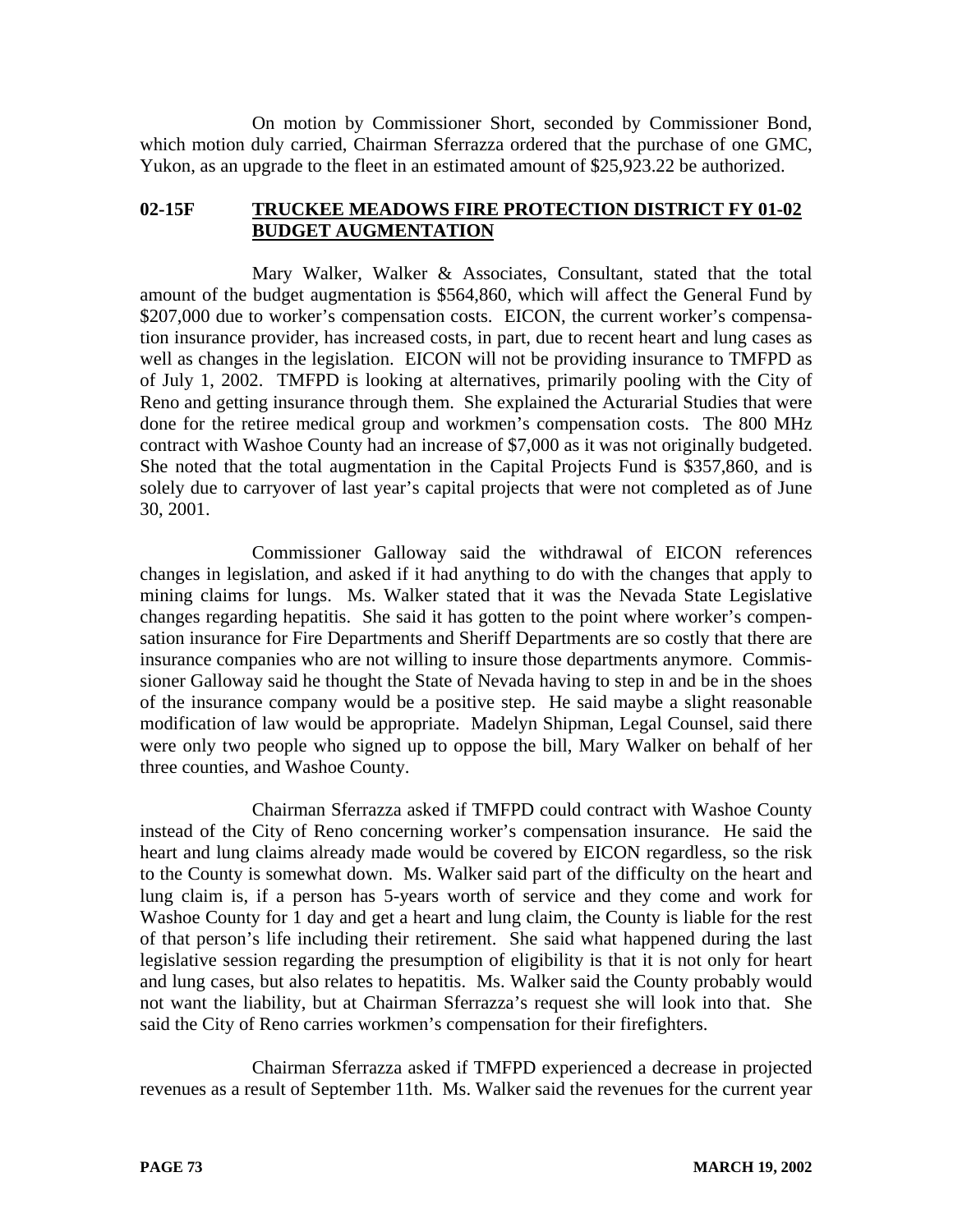On motion by Commissioner Short, seconded by Commissioner Bond, which motion duly carried, Chairman Sferrazza ordered that the purchase of one GMC, Yukon, as an upgrade to the fleet in an estimated amount of $25,923.22 be authorized.

## 02-15F TRUCKEE MEADOWS FIRE PROTECTION DISTRICT FY 01-02 BUDGET AUGMENTATION

Mary Walker, Walker & Associates, Consultant, stated that the total amount of the budget augmentation is $564,860, which will affect the General Fund by $207,000 due to worker's compensation costs. EICON, the current worker's compensation insurance provider, has increased costs, in part, due to recent heart and lung cases as well as changes in the legislation. EICON will not be providing insurance to TMFPD as of July 1, 2002. TMFPD is looking at alternatives, primarily pooling with the City of Reno and getting insurance through them. She explained the Acturarial Studies that were done for the retiree medical group and workmen's compensation costs. The 800 MHz contract with Washoe County had an increase of $7,000 as it was not originally budgeted. She noted that the total augmentation in the Capital Projects Fund is $357,860, and is solely due to carryover of last year's capital projects that were not completed as of June 30, 2001.

Commissioner Galloway said the withdrawal of EICON references changes in legislation, and asked if it had anything to do with the changes that apply to mining claims for lungs. Ms. Walker stated that it was the Nevada State Legislative changes regarding hepatitis. She said it has gotten to the point where worker's compensation insurance for Fire Departments and Sheriff Departments are so costly that there are insurance companies who are not willing to insure those departments anymore. Commissioner Galloway said he thought the State of Nevada having to step in and be in the shoes of the insurance company would be a positive step. He said maybe a slight reasonable modification of law would be appropriate. Madelyn Shipman, Legal Counsel, said there were only two people who signed up to oppose the bill, Mary Walker on behalf of her three counties, and Washoe County.

Chairman Sferrazza asked if TMFPD could contract with Washoe County instead of the City of Reno concerning worker's compensation insurance. He said the heart and lung claims already made would be covered by EICON regardless, so the risk to the County is somewhat down. Ms. Walker said part of the difficulty on the heart and lung claim is, if a person has 5-years worth of service and they come and work for Washoe County for 1 day and get a heart and lung claim, the County is liable for the rest of that person's life including their retirement. She said what happened during the last legislative session regarding the presumption of eligibility is that it is not only for heart and lung cases, but also relates to hepatitis. Ms. Walker said the County probably would not want the liability, but at Chairman Sferrazza's request she will look into that. She said the City of Reno carries workmen's compensation for their firefighters.

Chairman Sferrazza asked if TMFPD experienced a decrease in projected revenues as a result of September 11th. Ms. Walker said the revenues for the current year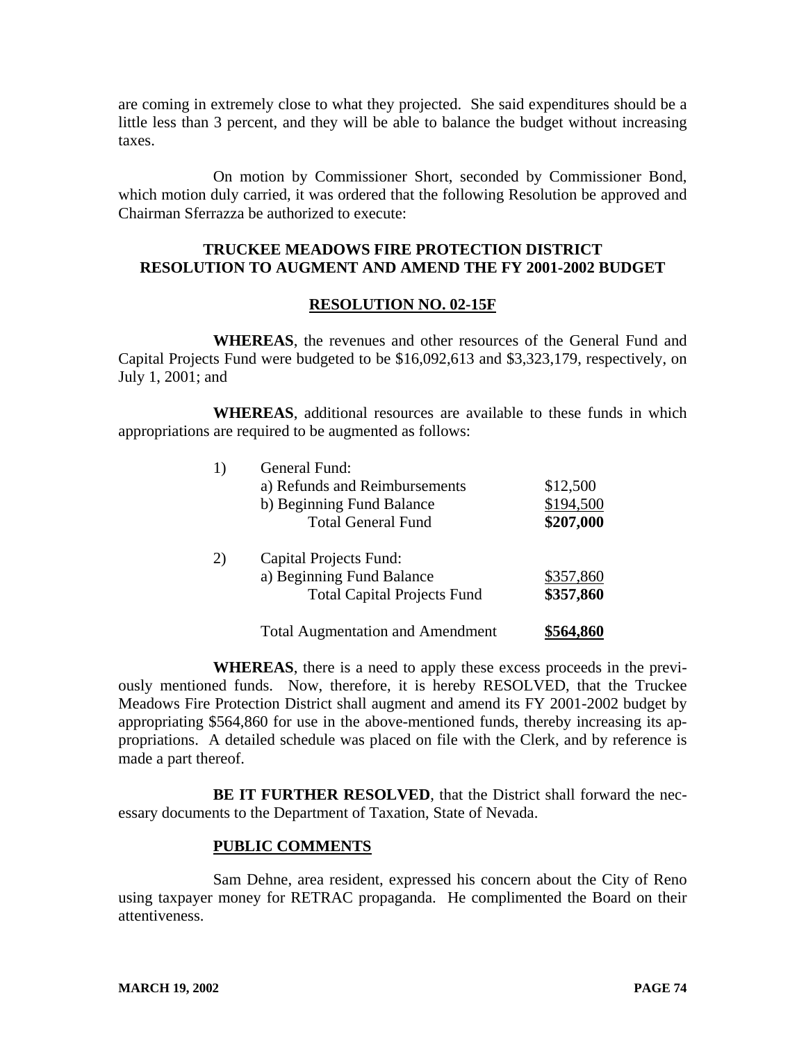are coming in extremely close to what they projected. She said expenditures should be a little less than 3 percent, and they will be able to balance the budget without increasing taxes.

On motion by Commissioner Short, seconded by Commissioner Bond, which motion duly carried, it was ordered that the following Resolution be approved and Chairman Sferrazza be authorized to execute:

**TRUCKEE MEADOWS FIRE PROTECTION DISTRICT**
**RESOLUTION TO AUGMENT AND AMEND THE FY 2001-2002 BUDGET**

**RESOLUTION NO. 02-15F**

**WHEREAS**, the revenues and other resources of the General Fund and Capital Projects Fund were budgeted to be $16,092,613 and $3,323,179, respectively, on July 1, 2001; and

**WHEREAS**, additional resources are available to these funds in which appropriations are required to be augmented as follows:

| | | |
|---|---|---|
| 1) | General Fund: | |
| | a) Refunds and Reimbursements | $12,500 |
| | b) Beginning Fund Balance | $194,500 |
| | Total General Fund | **$207,000** |
| 2) | Capital Projects Fund: | |
| | a) Beginning Fund Balance | $357,860 |
| | Total Capital Projects Fund | **$357,860** |
| | Total Augmentation and Amendment | **$564,860** |

**WHEREAS**, there is a need to apply these excess proceeds in the previously mentioned funds. Now, therefore, it is hereby RESOLVED, that the Truckee Meadows Fire Protection District shall augment and amend its FY 2001-2002 budget by appropriating $564,860 for use in the above-mentioned funds, thereby increasing its appropriations. A detailed schedule was placed on file with the Clerk, and by reference is made a part thereof.

**BE IT FURTHER RESOLVED**, that the District shall forward the necessary documents to the Department of Taxation, State of Nevada.

**PUBLIC COMMENTS**

Sam Dehne, area resident, expressed his concern about the City of Reno using taxpayer money for RETRAC propaganda. He complimented the Board on their attentiveness.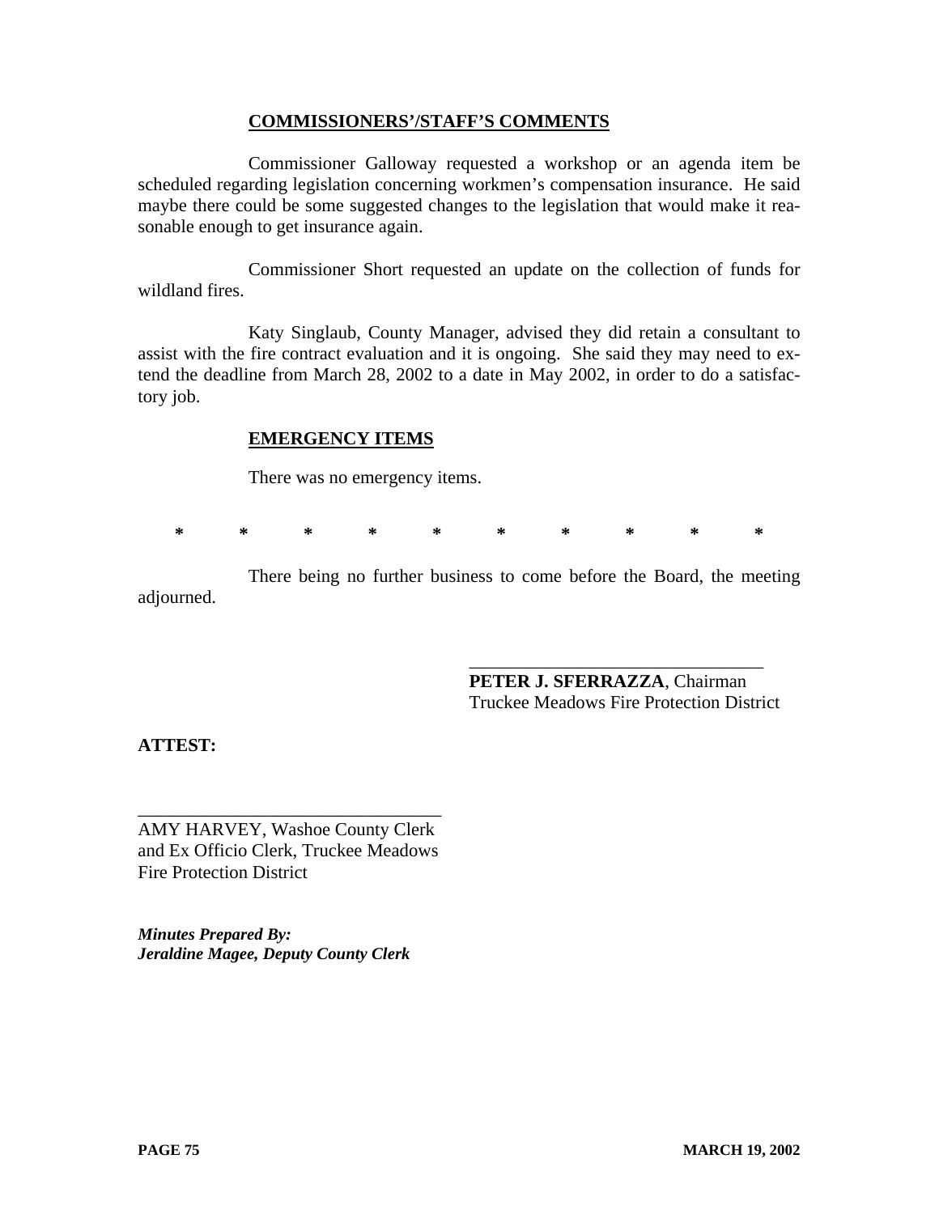## COMMISSIONERS'/STAFF'S COMMENTS

Commissioner Galloway requested a workshop or an agenda item be scheduled regarding legislation concerning workmen's compensation insurance. He said maybe there could be some suggested changes to the legislation that would make it reasonable enough to get insurance again.

Commissioner Short requested an update on the collection of funds for wildland fires.

Katy Singlaub, County Manager, advised they did retain a consultant to assist with the fire contract evaluation and it is ongoing. She said they may need to extend the deadline from March 28, 2002 to a date in May 2002, in order to do a satisfactory job.

## EMERGENCY ITEMS

There was no emergency items.

\* \* \* \* \* \* \* \* \* \*

There being no further business to come before the Board, the meeting adjourned.

_________________________________
**PETER J. SFERRAZZA**, Chairman
Truckee Meadows Fire Protection District

**ATTEST:**

_________________________________
AMY HARVEY, Washoe County Clerk
and Ex Officio Clerk, Truckee Meadows
Fire Protection District

***Minutes Prepared By:***
***Jeraldine Magee, Deputy County Clerk***